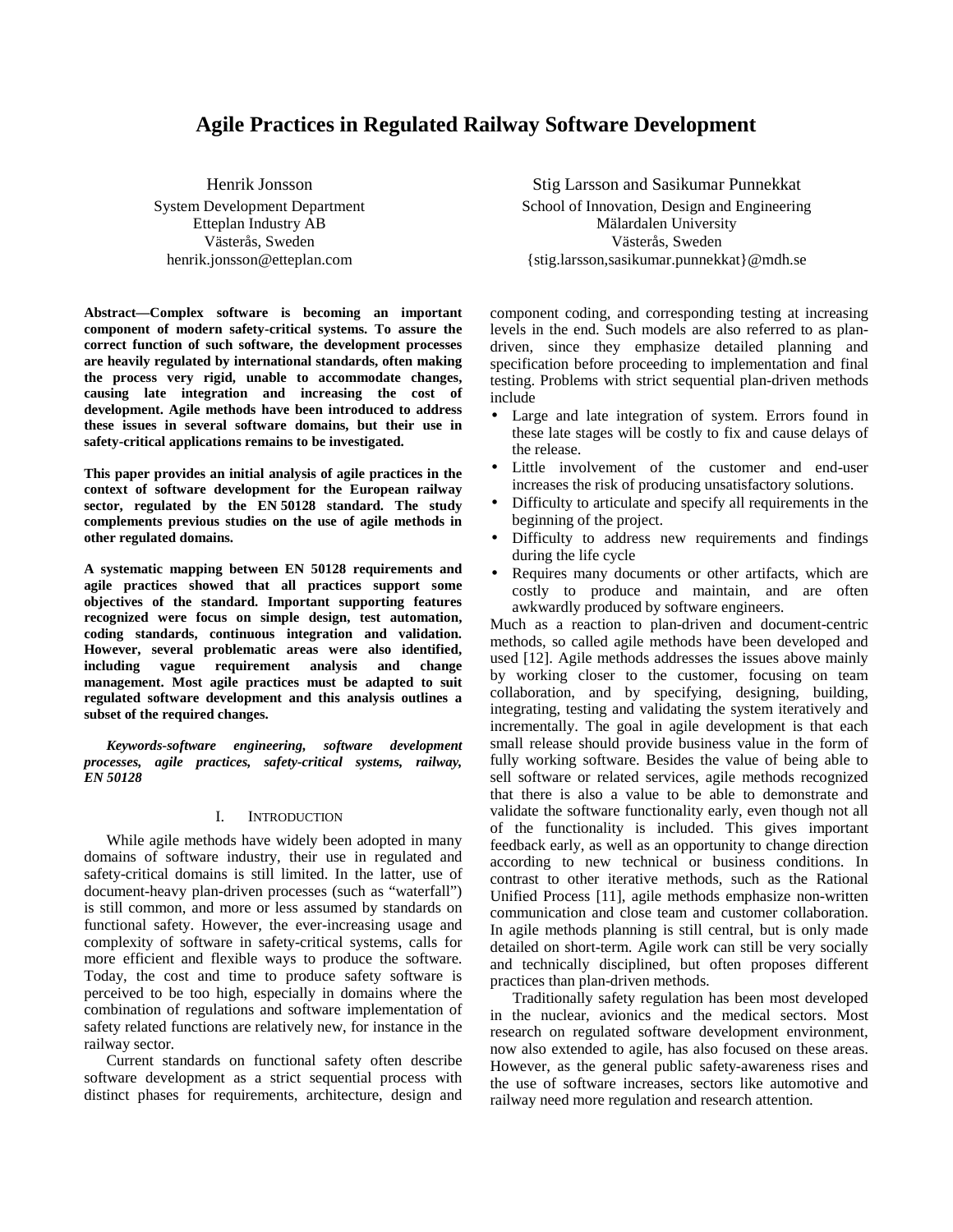# Agile Practices in Regulated Railway Software Development

Henrik Jonsson
System Development Department
Etteplan Industry AB
Västerås, Sweden
henrik.jonsson@etteplan.com

Stig Larsson and Sasikumar Punnekkat
School of Innovation, Design and Engineering
Mälardalen University
Västerås, Sweden
{stig.larsson,sasikumar.punnekkat}@mdh.se

**Abstract—Complex software is becoming an important component of modern safety-critical systems. To assure the correct function of such software, the development processes are heavily regulated by international standards, often making the process very rigid, unable to accommodate changes, causing late integration and increasing the cost of development. Agile methods have been introduced to address these issues in several software domains, but their use in safety-critical applications remains to be investigated.**

**This paper provides an initial analysis of agile practices in the context of software development for the European railway sector, regulated by the EN 50128 standard. The study complements previous studies on the use of agile methods in other regulated domains.**

**A systematic mapping between EN 50128 requirements and agile practices showed that all practices support some objectives of the standard. Important supporting features recognized were focus on simple design, test automation, coding standards, continuous integration and validation. However, several problematic areas were also identified, including vague requirement analysis and change management. Most agile practices must be adapted to suit regulated software development and this analysis outlines a subset of the required changes.**

***Keywords-software engineering, software development processes, agile practices, safety-critical systems, railway, EN 50128***

## I. Introduction

While agile methods have widely been adopted in many domains of software industry, their use in regulated and safety-critical domains is still limited. In the latter, use of document-heavy plan-driven processes (such as "waterfall") is still common, and more or less assumed by standards on functional safety. However, the ever-increasing usage and complexity of software in safety-critical systems, calls for more efficient and flexible ways to produce the software. Today, the cost and time to produce safety software is perceived to be too high, especially in domains where the combination of regulations and software implementation of safety related functions are relatively new, for instance in the railway sector.

Current standards on functional safety often describe software development as a strict sequential process with distinct phases for requirements, architecture, design and component coding, and corresponding testing at increasing levels in the end. Such models are also referred to as plan-driven, since they emphasize detailed planning and specification before proceeding to implementation and final testing. Problems with strict sequential plan-driven methods include

- Large and late integration of system. Errors found in these late stages will be costly to fix and cause delays of the release.
- Little involvement of the customer and end-user increases the risk of producing unsatisfactory solutions.
- Difficulty to articulate and specify all requirements in the beginning of the project.
- Difficulty to address new requirements and findings during the life cycle
- Requires many documents or other artifacts, which are costly to produce and maintain, and are often awkwardly produced by software engineers.

Much as a reaction to plan-driven and document-centric methods, so called agile methods have been developed and used [12]. Agile methods addresses the issues above mainly by working closer to the customer, focusing on team collaboration, and by specifying, designing, building, integrating, testing and validating the system iteratively and incrementally. The goal in agile development is that each small release should provide business value in the form of fully working software. Besides the value of being able to sell software or related services, agile methods recognized that there is also a value to be able to demonstrate and validate the software functionality early, even though not all of the functionality is included. This gives important feedback early, as well as an opportunity to change direction according to new technical or business conditions. In contrast to other iterative methods, such as the Rational Unified Process [11], agile methods emphasize non-written communication and close team and customer collaboration. In agile methods planning is still central, but is only made detailed on short-term. Agile work can still be very socially and technically disciplined, but often proposes different practices than plan-driven methods.

Traditionally safety regulation has been most developed in the nuclear, avionics and the medical sectors. Most research on regulated software development environment, now also extended to agile, has also focused on these areas. However, as the general public safety-awareness rises and the use of software increases, sectors like automotive and railway need more regulation and research attention.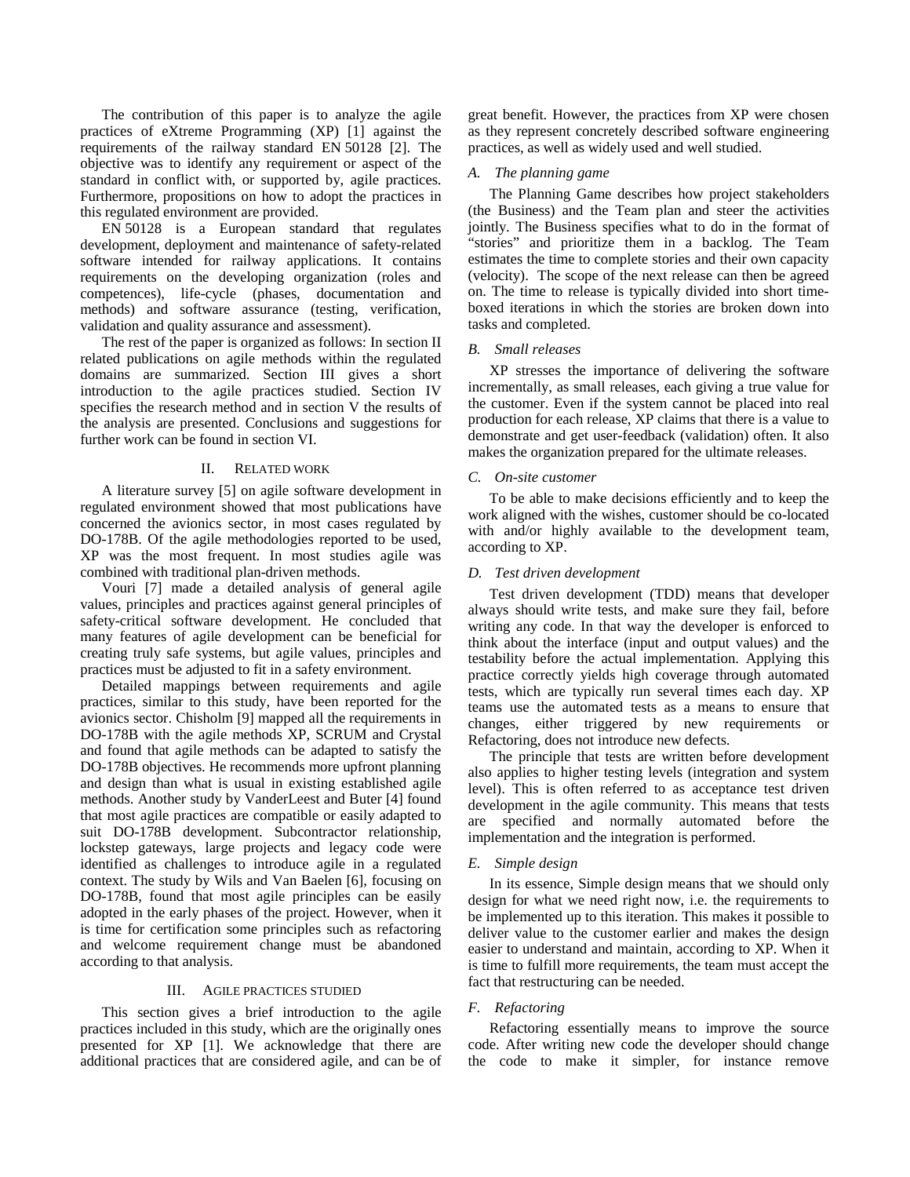The contribution of this paper is to analyze the agile practices of eXtreme Programming (XP) [1] against the requirements of the railway standard EN 50128 [2]. The objective was to identify any requirement or aspect of the standard in conflict with, or supported by, agile practices. Furthermore, propositions on how to adopt the practices in this regulated environment are provided.

EN 50128 is a European standard that regulates development, deployment and maintenance of safety-related software intended for railway applications. It contains requirements on the developing organization (roles and competences), life-cycle (phases, documentation and methods) and software assurance (testing, verification, validation and quality assurance and assessment).

The rest of the paper is organized as follows: In section II related publications on agile methods within the regulated domains are summarized. Section III gives a short introduction to the agile practices studied. Section IV specifies the research method and in section V the results of the analysis are presented. Conclusions and suggestions for further work can be found in section VI.

## II. Related work

A literature survey [5] on agile software development in regulated environment showed that most publications have concerned the avionics sector, in most cases regulated by DO-178B. Of the agile methodologies reported to be used, XP was the most frequent. In most studies agile was combined with traditional plan-driven methods.

Vouri [7] made a detailed analysis of general agile values, principles and practices against general principles of safety-critical software development. He concluded that many features of agile development can be beneficial for creating truly safe systems, but agile values, principles and practices must be adjusted to fit in a safety environment.

Detailed mappings between requirements and agile practices, similar to this study, have been reported for the avionics sector. Chisholm [9] mapped all the requirements in DO-178B with the agile methods XP, SCRUM and Crystal and found that agile methods can be adapted to satisfy the DO-178B objectives. He recommends more upfront planning and design than what is usual in existing established agile methods. Another study by VanderLeest and Buter [4] found that most agile practices are compatible or easily adapted to suit DO-178B development. Subcontractor relationship, lockstep gateways, large projects and legacy code were identified as challenges to introduce agile in a regulated context. The study by Wils and Van Baelen [6], focusing on DO-178B, found that most agile principles can be easily adopted in the early phases of the project. However, when it is time for certification some principles such as refactoring and welcome requirement change must be abandoned according to that analysis.

## III. Agile practices studied

This section gives a brief introduction to the agile practices included in this study, which are the originally ones presented for XP [1]. We acknowledge that there are additional practices that are considered agile, and can be of great benefit. However, the practices from XP were chosen as they represent concretely described software engineering practices, as well as widely used and well studied.

### *A. The planning game*

The Planning Game describes how project stakeholders (the Business) and the Team plan and steer the activities jointly. The Business specifies what to do in the format of "stories" and prioritize them in a backlog. The Team estimates the time to complete stories and their own capacity (velocity). The scope of the next release can then be agreed on. The time to release is typically divided into short time-boxed iterations in which the stories are broken down into tasks and completed.

### *B. Small releases*

XP stresses the importance of delivering the software incrementally, as small releases, each giving a true value for the customer. Even if the system cannot be placed into real production for each release, XP claims that there is a value to demonstrate and get user-feedback (validation) often. It also makes the organization prepared for the ultimate releases.

### *C. On-site customer*

To be able to make decisions efficiently and to keep the work aligned with the wishes, customer should be co-located with and/or highly available to the development team, according to XP.

### *D. Test driven development*

Test driven development (TDD) means that developer always should write tests, and make sure they fail, before writing any code. In that way the developer is enforced to think about the interface (input and output values) and the testability before the actual implementation. Applying this practice correctly yields high coverage through automated tests, which are typically run several times each day. XP teams use the automated tests as a means to ensure that changes, either triggered by new requirements or Refactoring, does not introduce new defects.

The principle that tests are written before development also applies to higher testing levels (integration and system level). This is often referred to as acceptance test driven development in the agile community. This means that tests are specified and normally automated before the implementation and the integration is performed.

### *E. Simple design*

In its essence, Simple design means that we should only design for what we need right now, i.e. the requirements to be implemented up to this iteration. This makes it possible to deliver value to the customer earlier and makes the design easier to understand and maintain, according to XP. When it is time to fulfill more requirements, the team must accept the fact that restructuring can be needed.

### *F. Refactoring*

Refactoring essentially means to improve the source code. After writing new code the developer should change the code to make it simpler, for instance remove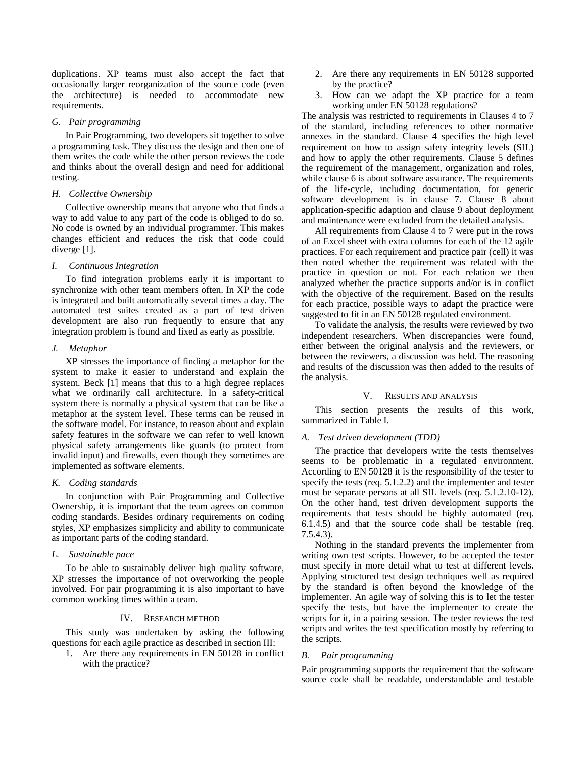duplications. XP teams must also accept the fact that occasionally larger reorganization of the source code (even the architecture) is needed to accommodate new requirements.

### *G. Pair programming*

In Pair Programming, two developers sit together to solve a programming task. They discuss the design and then one of them writes the code while the other person reviews the code and thinks about the overall design and need for additional testing.

### *H. Collective Ownership*

Collective ownership means that anyone who that finds a way to add value to any part of the code is obliged to do so. No code is owned by an individual programmer. This makes changes efficient and reduces the risk that code could diverge [1].

### *I. Continuous Integration*

To find integration problems early it is important to synchronize with other team members often. In XP the code is integrated and built automatically several times a day. The automated test suites created as a part of test driven development are also run frequently to ensure that any integration problem is found and fixed as early as possible.

### *J. Metaphor*

XP stresses the importance of finding a metaphor for the system to make it easier to understand and explain the system. Beck [1] means that this to a high degree replaces what we ordinarily call architecture. In a safety-critical system there is normally a physical system that can be like a metaphor at the system level. These terms can be reused in the software model. For instance, to reason about and explain safety features in the software we can refer to well known physical safety arrangements like guards (to protect from invalid input) and firewalls, even though they sometimes are implemented as software elements.

### *K. Coding standards*

In conjunction with Pair Programming and Collective Ownership, it is important that the team agrees on common coding standards. Besides ordinary requirements on coding styles, XP emphasizes simplicity and ability to communicate as important parts of the coding standard.

### *L. Sustainable pace*

To be able to sustainably deliver high quality software, XP stresses the importance of not overworking the people involved. For pair programming it is also important to have common working times within a team.

## IV. Research method

This study was undertaken by asking the following questions for each agile practice as described in section III:

1. Are there any requirements in EN 50128 in conflict with the practice?
2. Are there any requirements in EN 50128 supported by the practice?
3. How can we adapt the XP practice for a team working under EN 50128 regulations?

The analysis was restricted to requirements in Clauses 4 to 7 of the standard, including references to other normative annexes in the standard. Clause 4 specifies the high level requirement on how to assign safety integrity levels (SIL) and how to apply the other requirements. Clause 5 defines the requirement of the management, organization and roles, while clause 6 is about software assurance. The requirements of the life-cycle, including documentation, for generic software development is in clause 7. Clause 8 about application-specific adaption and clause 9 about deployment and maintenance were excluded from the detailed analysis.

All requirements from Clause 4 to 7 were put in the rows of an Excel sheet with extra columns for each of the 12 agile practices. For each requirement and practice pair (cell) it was then noted whether the requirement was related with the practice in question or not. For each relation we then analyzed whether the practice supports and/or is in conflict with the objective of the requirement. Based on the results for each practice, possible ways to adapt the practice were suggested to fit in an EN 50128 regulated environment.

To validate the analysis, the results were reviewed by two independent researchers. When discrepancies were found, either between the original analysis and the reviewers, or between the reviewers, a discussion was held. The reasoning and results of the discussion was then added to the results of the analysis.

## V. Results and analysis

This section presents the results of this work, summarized in Table I.

### *A. Test driven development (TDD)*

The practice that developers write the tests themselves seems to be problematic in a regulated environment. According to EN 50128 it is the responsibility of the tester to specify the tests (req. 5.1.2.2) and the implementer and tester must be separate persons at all SIL levels (req. 5.1.2.10-12). On the other hand, test driven development supports the requirements that tests should be highly automated (req. 6.1.4.5) and that the source code shall be testable (req. 7.5.4.3).

Nothing in the standard prevents the implementer from writing own test scripts. However, to be accepted the tester must specify in more detail what to test at different levels. Applying structured test design techniques well as required by the standard is often beyond the knowledge of the implementer. An agile way of solving this is to let the tester specify the tests, but have the implementer to create the scripts for it, in a pairing session. The tester reviews the test scripts and writes the test specification mostly by referring to the scripts.

### *B. Pair programming*

Pair programming supports the requirement that the software source code shall be readable, understandable and testable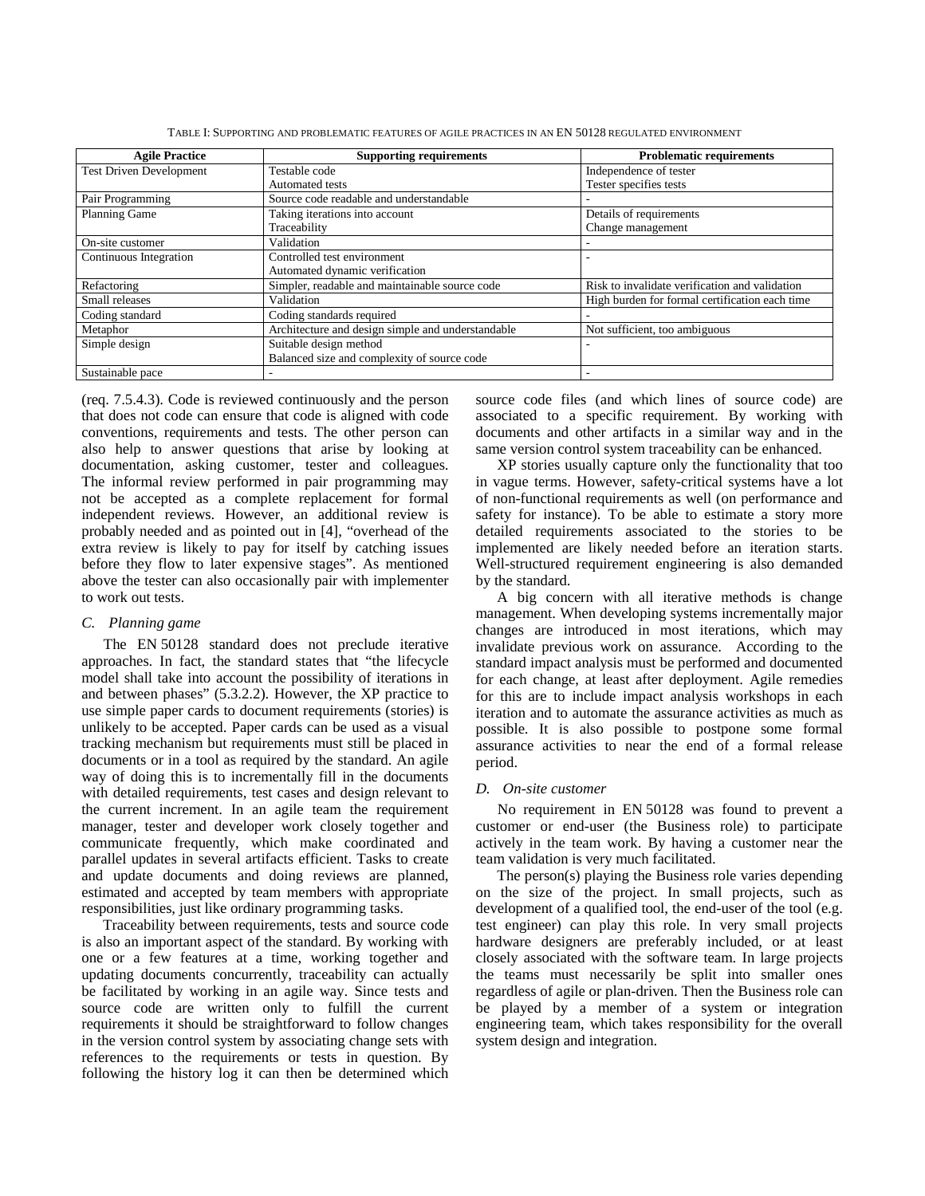TABLE I: SUPPORTING AND PROBLEMATIC FEATURES OF AGILE PRACTICES IN AN EN 50128 REGULATED ENVIRONMENT

| Agile Practice | Supporting requirements | Problematic requirements |
|---|---|---|
| Test Driven Development | Testable code<br>Automated tests | Independence of tester<br>Tester specifies tests |
| Pair Programming | Source code readable and understandable | - |
| Planning Game | Taking iterations into account<br>Traceability | Details of requirements<br>Change management |
| On-site customer | Validation | - |
| Continuous Integration | Controlled test environment<br>Automated dynamic verification | - |
| Refactoring | Simpler, readable and maintainable source code | Risk to invalidate verification and validation |
| Small releases | Validation | High burden for formal certification each time |
| Coding standard | Coding standards required | - |
| Metaphor | Architecture and design simple and understandable | Not sufficient, too ambiguous |
| Simple design | Suitable design method<br>Balanced size and complexity of source code | - |
| Sustainable pace | - | - |

(req. 7.5.4.3). Code is reviewed continuously and the person that does not code can ensure that code is aligned with code conventions, requirements and tests. The other person can also help to answer questions that arise by looking at documentation, asking customer, tester and colleagues. The informal review performed in pair programming may not be accepted as a complete replacement for formal independent reviews. However, an additional review is probably needed and as pointed out in [4], "overhead of the extra review is likely to pay for itself by catching issues before they flow to later expensive stages". As mentioned above the tester can also occasionally pair with implementer to work out tests.

### C. Planning game

The EN 50128 standard does not preclude iterative approaches. In fact, the standard states that "the lifecycle model shall take into account the possibility of iterations in and between phases" (5.3.2.2). However, the XP practice to use simple paper cards to document requirements (stories) is unlikely to be accepted. Paper cards can be used as a visual tracking mechanism but requirements must still be placed in documents or in a tool as required by the standard. An agile way of doing this is to incrementally fill in the documents with detailed requirements, test cases and design relevant to the current increment. In an agile team the requirement manager, tester and developer work closely together and communicate frequently, which make coordinated and parallel updates in several artifacts efficient. Tasks to create and update documents and doing reviews are planned, estimated and accepted by team members with appropriate responsibilities, just like ordinary programming tasks.

Traceability between requirements, tests and source code is also an important aspect of the standard. By working with one or a few features at a time, working together and updating documents concurrently, traceability can actually be facilitated by working in an agile way. Since tests and source code are written only to fulfill the current requirements it should be straightforward to follow changes in the version control system by associating change sets with references to the requirements or tests in question. By following the history log it can then be determined which source code files (and which lines of source code) are associated to a specific requirement. By working with documents and other artifacts in a similar way and in the same version control system traceability can be enhanced.

XP stories usually capture only the functionality that too in vague terms. However, safety-critical systems have a lot of non-functional requirements as well (on performance and safety for instance). To be able to estimate a story more detailed requirements associated to the stories to be implemented are likely needed before an iteration starts. Well-structured requirement engineering is also demanded by the standard.

A big concern with all iterative methods is change management. When developing systems incrementally major changes are introduced in most iterations, which may invalidate previous work on assurance. According to the standard impact analysis must be performed and documented for each change, at least after deployment. Agile remedies for this are to include impact analysis workshops in each iteration and to automate the assurance activities as much as possible. It is also possible to postpone some formal assurance activities to near the end of a formal release period.

### D. On-site customer

No requirement in EN 50128 was found to prevent a customer or end-user (the Business role) to participate actively in the team work. By having a customer near the team validation is very much facilitated.

The person(s) playing the Business role varies depending on the size of the project. In small projects, such as development of a qualified tool, the end-user of the tool (e.g. test engineer) can play this role. In very small projects hardware designers are preferably included, or at least closely associated with the software team. In large projects the teams must necessarily be split into smaller ones regardless of agile or plan-driven. Then the Business role can be played by a member of a system or integration engineering team, which takes responsibility for the overall system design and integration.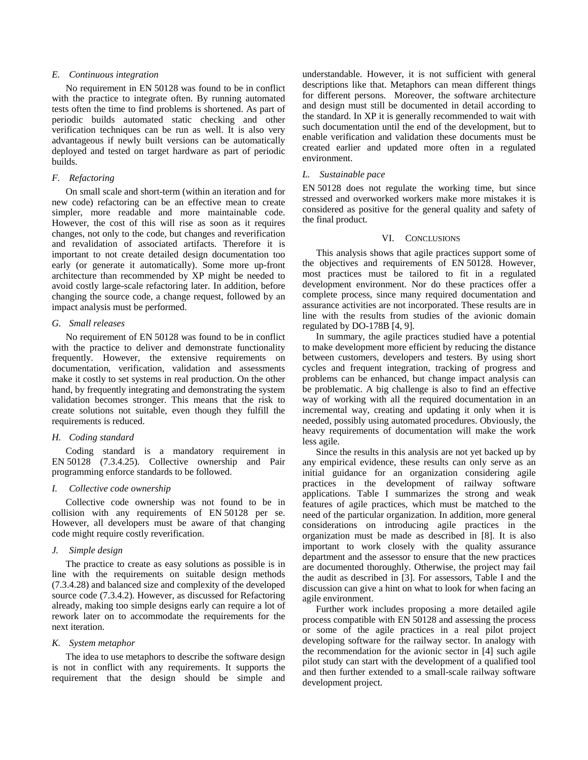### E. Continuous integration

No requirement in EN 50128 was found to be in conflict with the practice to integrate often. By running automated tests often the time to find problems is shortened. As part of periodic builds automated static checking and other verification techniques can be run as well. It is also very advantageous if newly built versions can be automatically deployed and tested on target hardware as part of periodic builds.

### F. Refactoring

On small scale and short-term (within an iteration and for new code) refactoring can be an effective mean to create simpler, more readable and more maintainable code. However, the cost of this will rise as soon as it requires changes, not only to the code, but changes and reverification and revalidation of associated artifacts. Therefore it is important to not create detailed design documentation too early (or generate it automatically). Some more up-front architecture than recommended by XP might be needed to avoid costly large-scale refactoring later. In addition, before changing the source code, a change request, followed by an impact analysis must be performed.

### G. Small releases

No requirement of EN 50128 was found to be in conflict with the practice to deliver and demonstrate functionality frequently. However, the extensive requirements on documentation, verification, validation and assessments make it costly to set systems in real production. On the other hand, by frequently integrating and demonstrating the system validation becomes stronger. This means that the risk to create solutions not suitable, even though they fulfill the requirements is reduced.

### H. Coding standard

Coding standard is a mandatory requirement in EN 50128 (7.3.4.25). Collective ownership and Pair programming enforce standards to be followed.

### I. Collective code ownership

Collective code ownership was not found to be in collision with any requirements of EN 50128 per se. However, all developers must be aware of that changing code might require costly reverification.

### J. Simple design

The practice to create as easy solutions as possible is in line with the requirements on suitable design methods (7.3.4.28) and balanced size and complexity of the developed source code (7.3.4.2). However, as discussed for Refactoring already, making too simple designs early can require a lot of rework later on to accommodate the requirements for the next iteration.

### K. System metaphor

The idea to use metaphors to describe the software design is not in conflict with any requirements. It supports the requirement that the design should be simple and understandable. However, it is not sufficient with general descriptions like that. Metaphors can mean different things for different persons. Moreover, the software architecture and design must still be documented in detail according to the standard. In XP it is generally recommended to wait with such documentation until the end of the development, but to enable verification and validation these documents must be created earlier and updated more often in a regulated environment.

### L. Sustainable pace

EN 50128 does not regulate the working time, but since stressed and overworked workers make more mistakes it is considered as positive for the general quality and safety of the final product.

## VI. Conclusions

This analysis shows that agile practices support some of the objectives and requirements of EN 50128. However, most practices must be tailored to fit in a regulated development environment. Nor do these practices offer a complete process, since many required documentation and assurance activities are not incorporated. These results are in line with the results from studies of the avionic domain regulated by DO-178B [4, 9].

In summary, the agile practices studied have a potential to make development more efficient by reducing the distance between customers, developers and testers. By using short cycles and frequent integration, tracking of progress and problems can be enhanced, but change impact analysis can be problematic. A big challenge is also to find an effective way of working with all the required documentation in an incremental way, creating and updating it only when it is needed, possibly using automated procedures. Obviously, the heavy requirements of documentation will make the work less agile.

Since the results in this analysis are not yet backed up by any empirical evidence, these results can only serve as an initial guidance for an organization considering agile practices in the development of railway software applications. Table I summarizes the strong and weak features of agile practices, which must be matched to the need of the particular organization. In addition, more general considerations on introducing agile practices in the organization must be made as described in [8]. It is also important to work closely with the quality assurance department and the assessor to ensure that the new practices are documented thoroughly. Otherwise, the project may fail the audit as described in [3]. For assessors, Table I and the discussion can give a hint on what to look for when facing an agile environment.

Further work includes proposing a more detailed agile process compatible with EN 50128 and assessing the process or some of the agile practices in a real pilot project developing software for the railway sector. In analogy with the recommendation for the avionic sector in [4] such agile pilot study can start with the development of a qualified tool and then further extended to a small-scale railway software development project.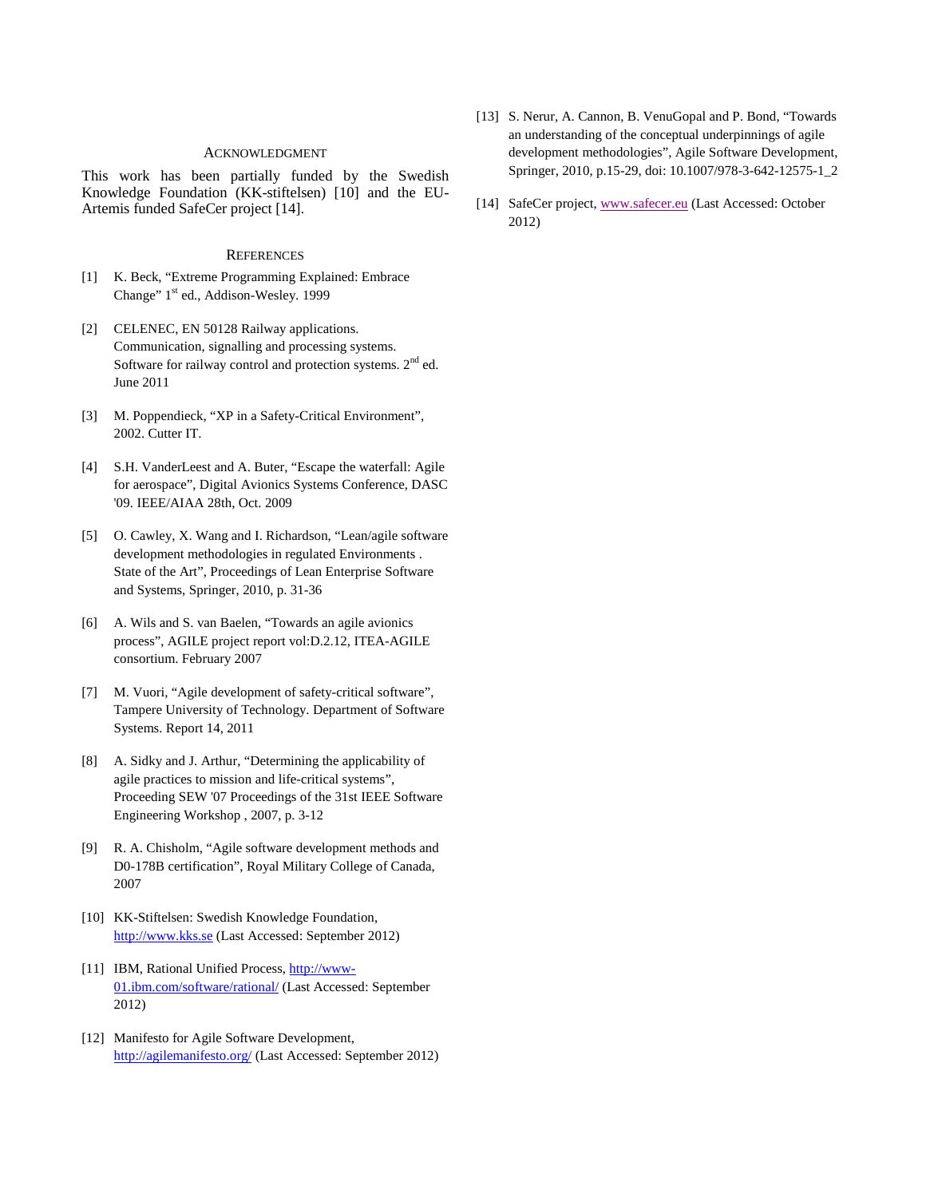## Acknowledgment

This work has been partially funded by the Swedish Knowledge Foundation (KK-stiftelsen) [10] and the EU-Artemis funded SafeCer project [14].

## References

[1] K. Beck, "Extreme Programming Explained: Embrace Change" 1st ed., Addison-Wesley. 1999

[2] CELENEC, EN 50128 Railway applications. Communication, signalling and processing systems. Software for railway control and protection systems. 2nd ed. June 2011

[3] M. Poppendieck, "XP in a Safety-Critical Environment", 2002. Cutter IT.

[4] S.H. VanderLeest and A. Buter, "Escape the waterfall: Agile for aerospace", Digital Avionics Systems Conference, DASC '09. IEEE/AIAA 28th, Oct. 2009

[5] O. Cawley, X. Wang and I. Richardson, "Lean/agile software development methodologies in regulated Environments . State of the Art", Proceedings of Lean Enterprise Software and Systems, Springer, 2010, p. 31-36

[6] A. Wils and S. van Baelen, "Towards an agile avionics process", AGILE project report vol:D.2.12, ITEA-AGILE consortium. February 2007

[7] M. Vuori, "Agile development of safety-critical software", Tampere University of Technology. Department of Software Systems. Report 14, 2011

[8] A. Sidky and J. Arthur, "Determining the applicability of agile practices to mission and life-critical systems", Proceeding SEW '07 Proceedings of the 31st IEEE Software Engineering Workshop , 2007, p. 3-12

[9] R. A. Chisholm, "Agile software development methods and D0-178B certification", Royal Military College of Canada, 2007

[10] KK-Stiftelsen: Swedish Knowledge Foundation, http://www.kks.se (Last Accessed: September 2012)

[11] IBM, Rational Unified Process, http://www-01.ibm.com/software/rational/ (Last Accessed: September 2012)

[12] Manifesto for Agile Software Development, http://agilemanifesto.org/ (Last Accessed: September 2012)

[13] S. Nerur, A. Cannon, B. VenuGopal and P. Bond, "Towards an understanding of the conceptual underpinnings of agile development methodologies", Agile Software Development, Springer, 2010, p.15-29, doi: 10.1007/978-3-642-12575-1_2

[14] SafeCer project, www.safecer.eu (Last Accessed: October 2012)